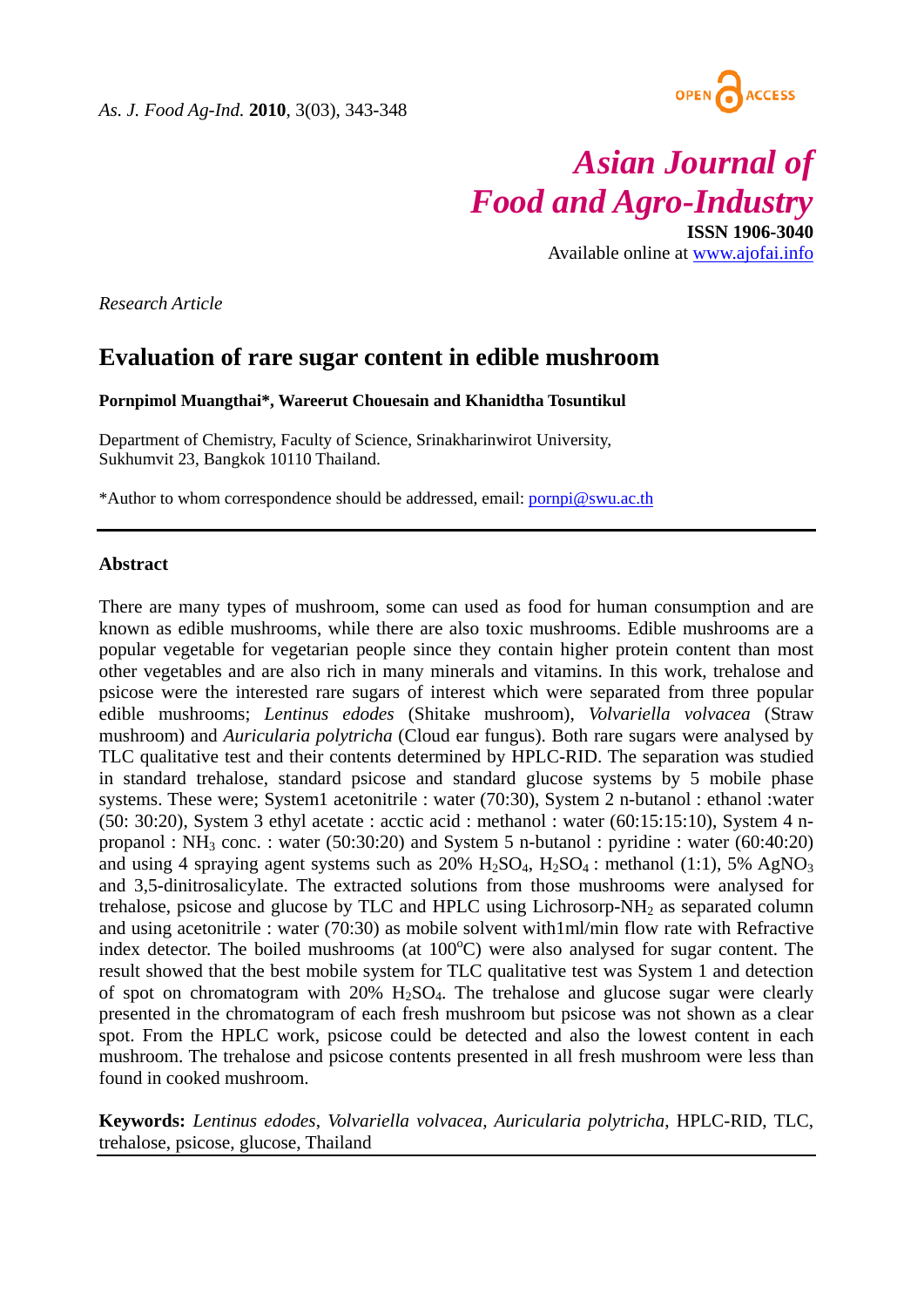Asian Journal of Food and Agro-Industry

ISSN 1906-3040

Available online at www.ajofai.info

*Research Article*

# Evaluation of rare sugar content in edible mushroom

**Pornpimol Muangthai\*, Wareerut Chouesain and Khanidtha Tosuntikul**

Department of Chemistry, Faculty of Science, Srinakharinwirot University, Sukhumvit 23, Bangkok 10110 Thailand.

\*Author to whom correspondence should be addressed, email: pornpi@swu.ac.th

---

## Abstract

There are many types of mushroom, some can used as food for human consumption and are known as edible mushrooms, while there are also toxic mushrooms. Edible mushrooms are a popular vegetable for vegetarian people since they contain higher protein content than most other vegetables and are also rich in many minerals and vitamins. In this work, trehalose and psicose were the interested rare sugars of interest which were separated from three popular edible mushrooms; *Lentinus edodes* (Shitake mushroom), *Volvariella volvacea* (Straw mushroom) and *Auricularia polytricha* (Cloud ear fungus). Both rare sugars were analysed by TLC qualitative test and their contents determined by HPLC-RID. The separation was studied in standard trehalose, standard psicose and standard glucose systems by 5 mobile phase systems. These were; System1 acetonitrile : water (70:30), System 2 n-butanol : ethanol :water (50: 30:20), System 3 ethyl acetate : acctic acid : methanol : water (60:15:15:10), System 4 n-propanol : $NH_3$ conc. : water (50:30:20) and System 5 n-butanol : pyridine : water (60:40:20) and using 4 spraying agent systems such as 20% $H_2SO_4$, $H_2SO_4$ : methanol (1:1), 5% $AgNO_3$ and 3,5-dinitrosalicylate. The extracted solutions from those mushrooms were analysed for trehalose, psicose and glucose by TLC and HPLC using Lichrosorp-$NH_2$ as separated column and using acetonitrile : water (70:30) as mobile solvent with1ml/min flow rate with Refractive index detector. The boiled mushrooms (at 100$^{o}$C) were also analysed for sugar content. The result showed that the best mobile system for TLC qualitative test was System 1 and detection of spot on chromatogram with 20% $H_2SO_4$. The trehalose and glucose sugar were clearly presented in the chromatogram of each fresh mushroom but psicose was not shown as a clear spot. From the HPLC work, psicose could be detected and also the lowest content in each mushroom. The trehalose and psicose contents presented in all fresh mushroom were less than found in cooked mushroom.

**Keywords:** *Lentinus edodes*, *Volvariella volvacea*, *Auricularia polytricha*, HPLC-RID, TLC, trehalose, psicose, glucose, Thailand

---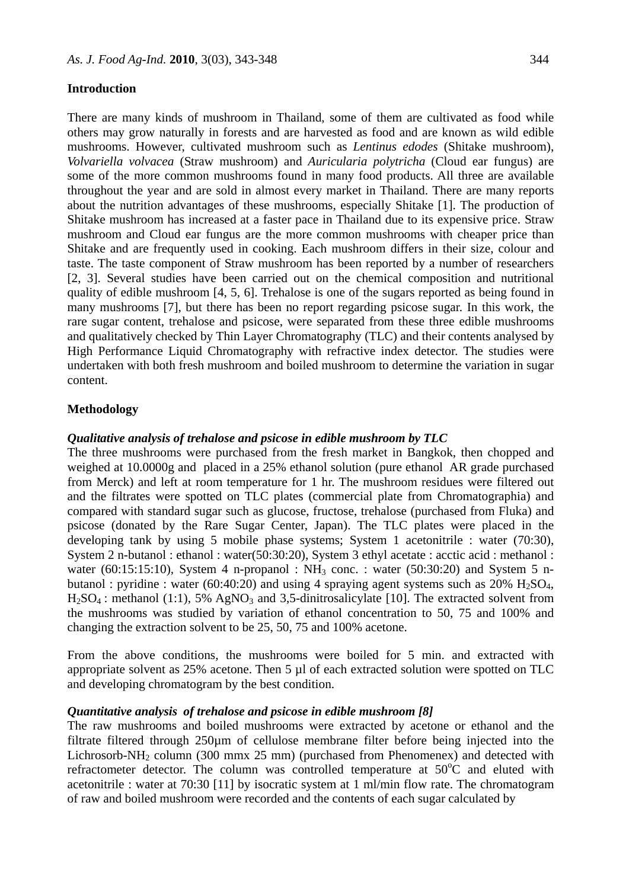## Introduction

There are many kinds of mushroom in Thailand, some of them are cultivated as food while others may grow naturally in forests and are harvested as food and are known as wild edible mushrooms. However, cultivated mushroom such as *Lentinus edodes* (Shitake mushroom), *Volvariella volvacea* (Straw mushroom) and *Auricularia polytricha* (Cloud ear fungus) are some of the more common mushrooms found in many food products. All three are available throughout the year and are sold in almost every market in Thailand. There are many reports about the nutrition advantages of these mushrooms, especially Shitake [1]. The production of Shitake mushroom has increased at a faster pace in Thailand due to its expensive price. Straw mushroom and Cloud ear fungus are the more common mushrooms with cheaper price than Shitake and are frequently used in cooking. Each mushroom differs in their size, colour and taste. The taste component of Straw mushroom has been reported by a number of researchers [2, 3]. Several studies have been carried out on the chemical composition and nutritional quality of edible mushroom [4, 5, 6]. Trehalose is one of the sugars reported as being found in many mushrooms [7], but there has been no report regarding psicose sugar. In this work, the rare sugar content, trehalose and psicose, were separated from these three edible mushrooms and qualitatively checked by Thin Layer Chromatography (TLC) and their contents analysed by High Performance Liquid Chromatography with refractive index detector. The studies were undertaken with both fresh mushroom and boiled mushroom to determine the variation in sugar content.

## Methodology

### *Qualitative analysis of trehalose and psicose in edible mushroom by TLC*

The three mushrooms were purchased from the fresh market in Bangkok, then chopped and weighed at 10.0000g and placed in a 25% ethanol solution (pure ethanol AR grade purchased from Merck) and left at room temperature for 1 hr. The mushroom residues were filtered out and the filtrates were spotted on TLC plates (commercial plate from Chromatographia) and compared with standard sugar such as glucose, fructose, trehalose (purchased from Fluka) and psicose (donated by the Rare Sugar Center, Japan). The TLC plates were placed in the developing tank by using 5 mobile phase systems; System 1 acetonitrile : water (70:30), System 2 n-butanol : ethanol : water(50:30:20), System 3 ethyl acetate : acctic acid : methanol : water (60:15:15:10), System 4 n-propanol : $NH_3$ conc. : water (50:30:20) and System 5 n-butanol : pyridine : water (60:40:20) and using 4 spraying agent systems such as 20% $H_2SO_4$, $H_2SO_4$ : methanol (1:1), 5% $AgNO_3$ and 3,5-dinitrosalicylate [10]. The extracted solvent from the mushrooms was studied by variation of ethanol concentration to 50, 75 and 100% and changing the extraction solvent to be 25, 50, 75 and 100% acetone.

From the above conditions, the mushrooms were boiled for 5 min. and extracted with appropriate solvent as 25% acetone. Then 5 µl of each extracted solution were spotted on TLC and developing chromatogram by the best condition.

### *Quantitative analysis of trehalose and psicose in edible mushroom [8]*

The raw mushrooms and boiled mushrooms were extracted by acetone or ethanol and the filtrate filtered through 250µm of cellulose membrane filter before being injected into the Lichrosorb-$NH_2$ column (300 mmx 25 mm) (purchased from Phenomenex) and detected with refractometer detector. The column was controlled temperature at $50^oC$ and eluted with acetonitrile : water at 70:30 [11] by isocratic system at 1 ml/min flow rate. The chromatogram of raw and boiled mushroom were recorded and the contents of each sugar calculated by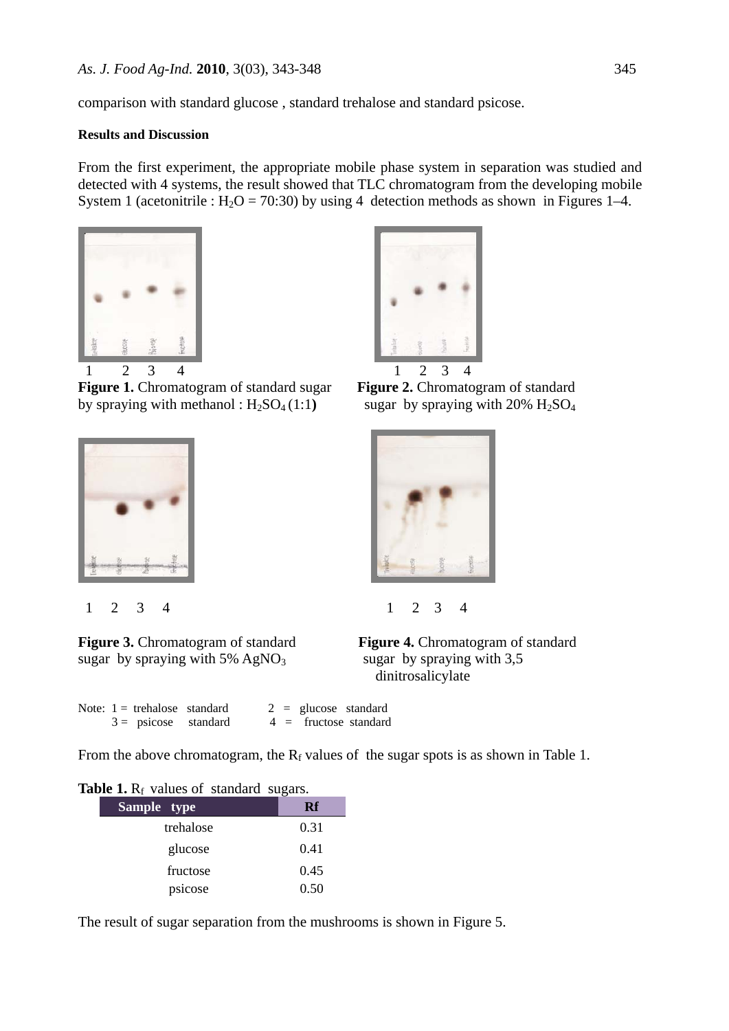comparison with standard glucose , standard trehalose and standard psicose.

#### Results and Discussion

From the first experiment, the appropriate mobile phase system in separation was studied and detected with 4 systems, the result showed that TLC chromatogram from the developing mobile System 1 (acetonitrile : $H_2O$ = 70:30) by using 4 detection methods as shown in Figures 1–4.

1 2 3 4

**Figure 1.** Chromatogram of standard sugar by spraying with methanol : $H_2SO_4$ (1:1**)**

1 2 3 4

**Figure 2.** Chromatogram of standard sugar by spraying with 20% $H_2SO_4$

1 2 3 4

**Figure 3.** Chromatogram of standard sugar by spraying with 5% $AgNO_3$

1 2 3 4

**Figure 4.** Chromatogram of standard sugar by spraying with 3,5 dinitrosalicylate

Note: 1 = trehalose standard 2 = glucose standard
3 = psicose standard 4 = fructose standard

From the above chromatogram, the $R_f$ values of the sugar spots is as shown in Table 1.

**Table 1.** $R_f$ values of standard sugars.

| Sample type | Rf |
|---|---|
| trehalose | 0.31 |
| glucose | 0.41 |
| fructose | 0.45 |
| psicose | 0.50 |

The result of sugar separation from the mushrooms is shown in Figure 5.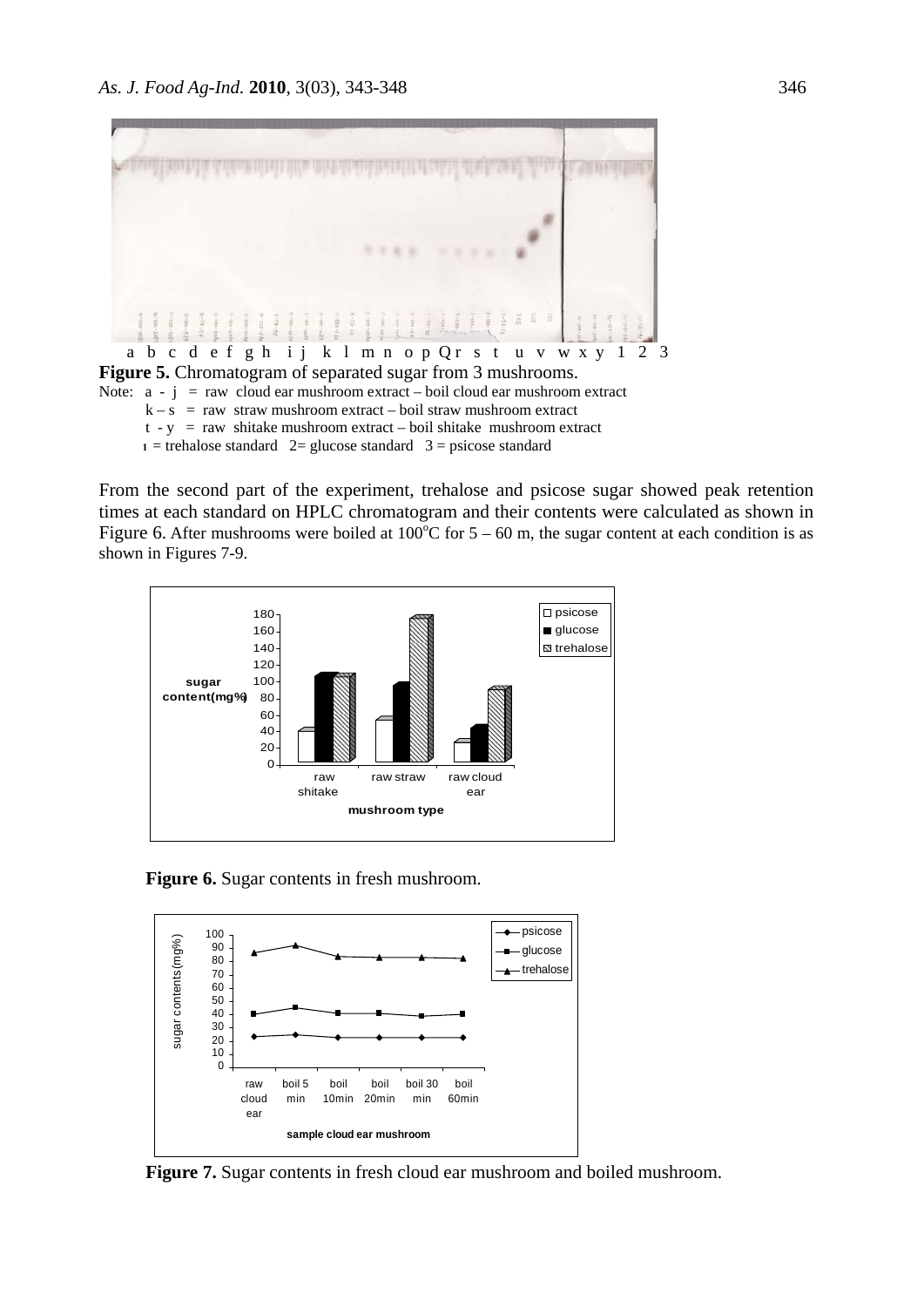a b c d e f g h i j k l m n o p Q r s t u v w x y 1 2 3

**Figure 5.** Chromatogram of separated sugar from 3 mushrooms.

Note: a - j = raw cloud ear mushroom extract – boil cloud ear mushroom extract
k – s = raw straw mushroom extract – boil straw mushroom extract
t - y = raw shitake mushroom extract – boil shitake mushroom extract
1 = trehalose standard 2= glucose standard 3 = psicose standard

From the second part of the experiment, trehalose and psicose sugar showed peak retention times at each standard on HPLC chromatogram and their contents were calculated as shown in Figure 6. After mushrooms were boiled at 100°C for 5 – 60 m, the sugar content at each condition is as shown in Figures 7-9.

**Figure 6.** Sugar contents in fresh mushroom.

**Figure 7.** Sugar contents in fresh cloud ear mushroom and boiled mushroom.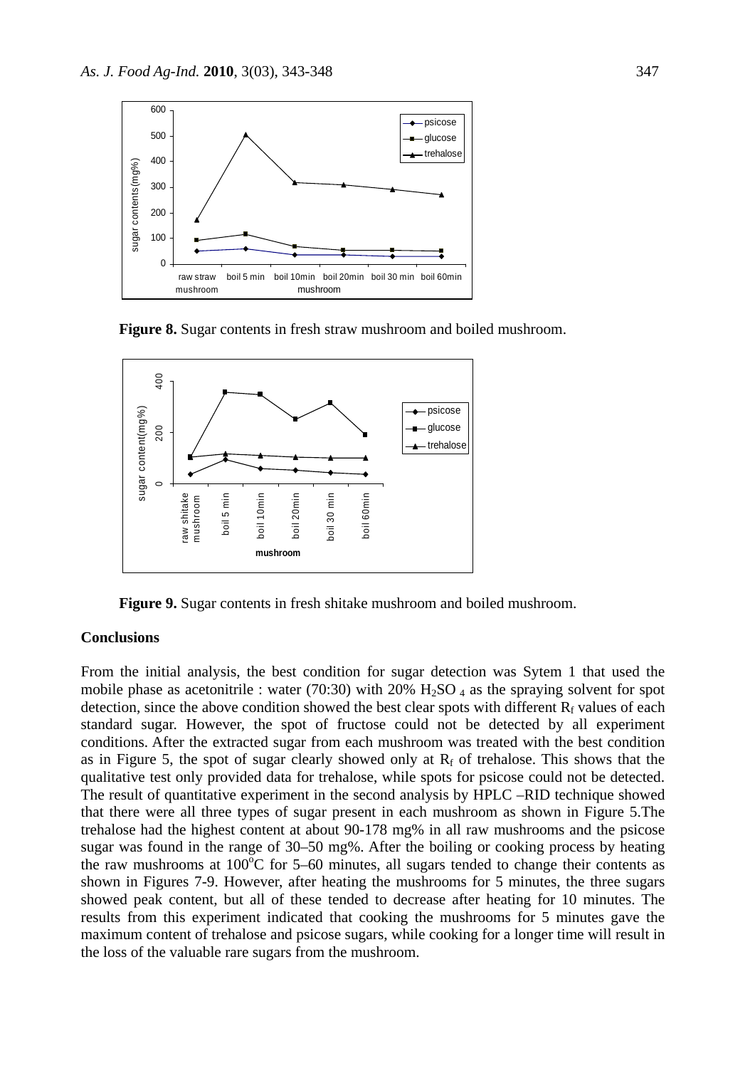**Figure 8.** Sugar contents in fresh straw mushroom and boiled mushroom.

**Figure 9.** Sugar contents in fresh shitake mushroom and boiled mushroom.

## Conclusions

From the initial analysis, the best condition for sugar detection was Sytem 1 that used the mobile phase as acetonitrile : water (70:30) with 20% $H_2SO_4$ as the spraying solvent for spot detection, since the above condition showed the best clear spots with different $R_f$ values of each standard sugar. However, the spot of fructose could not be detected by all experiment conditions. After the extracted sugar from each mushroom was treated with the best condition as in Figure 5, the spot of sugar clearly showed only at $R_f$ of trehalose. This shows that the qualitative test only provided data for trehalose, while spots for psicose could not be detected. The result of quantitative experiment in the second analysis by HPLC –RID technique showed that there were all three types of sugar present in each mushroom as shown in Figure 5.The trehalose had the highest content at about 90-178 mg% in all raw mushrooms and the psicose sugar was found in the range of 30–50 mg%. After the boiling or cooking process by heating the raw mushrooms at 100°C for 5–60 minutes, all sugars tended to change their contents as shown in Figures 7-9. However, after heating the mushrooms for 5 minutes, the three sugars showed peak content, but all of these tended to decrease after heating for 10 minutes. The results from this experiment indicated that cooking the mushrooms for 5 minutes gave the maximum content of trehalose and psicose sugars, while cooking for a longer time will result in the loss of the valuable rare sugars from the mushroom.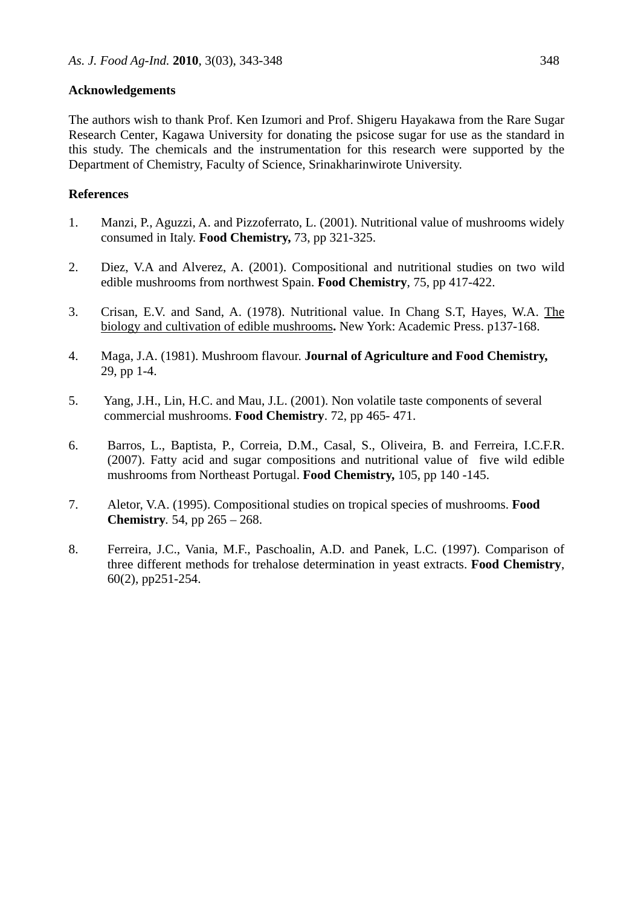**Acknowledgements**

The authors wish to thank Prof. Ken Izumori and Prof. Shigeru Hayakawa from the Rare Sugar Research Center, Kagawa University for donating the psicose sugar for use as the standard in this study. The chemicals and the instrumentation for this research were supported by the Department of Chemistry, Faculty of Science, Srinakharinwirote University.

**References**

1. Manzi, P., Aguzzi, A. and Pizzoferrato, L. (2001). Nutritional value of mushrooms widely consumed in Italy. **Food Chemistry,** 73, pp 321-325.

2. Diez, V.A and Alverez, A. (2001). Compositional and nutritional studies on two wild edible mushrooms from northwest Spain. **Food Chemistry**, 75, pp 417-422.

3. Crisan, E.V. and Sand, A. (1978). Nutritional value. In Chang S.T, Hayes, W.A. The biology and cultivation of edible mushrooms**.** New York: Academic Press. p137-168.

4. Maga, J.A. (1981). Mushroom flavour. **Journal of Agriculture and Food Chemistry,** 29, pp 1-4.

5. Yang, J.H., Lin, H.C. and Mau, J.L. (2001). Non volatile taste components of several commercial mushrooms. **Food Chemistry**. 72, pp 465- 471.

6. Barros, L., Baptista, P., Correia, D.M., Casal, S., Oliveira, B. and Ferreira, I.C.F.R. (2007). Fatty acid and sugar compositions and nutritional value of five wild edible mushrooms from Northeast Portugal. **Food Chemistry,** 105, pp 140 -145.

7. Aletor, V.A. (1995). Compositional studies on tropical species of mushrooms. **Food Chemistry**. 54, pp 265 – 268.

8. Ferreira, J.C., Vania, M.F., Paschoalin, A.D. and Panek, L.C. (1997). Comparison of three different methods for trehalose determination in yeast extracts. **Food Chemistry**, 60(2), pp251-254.